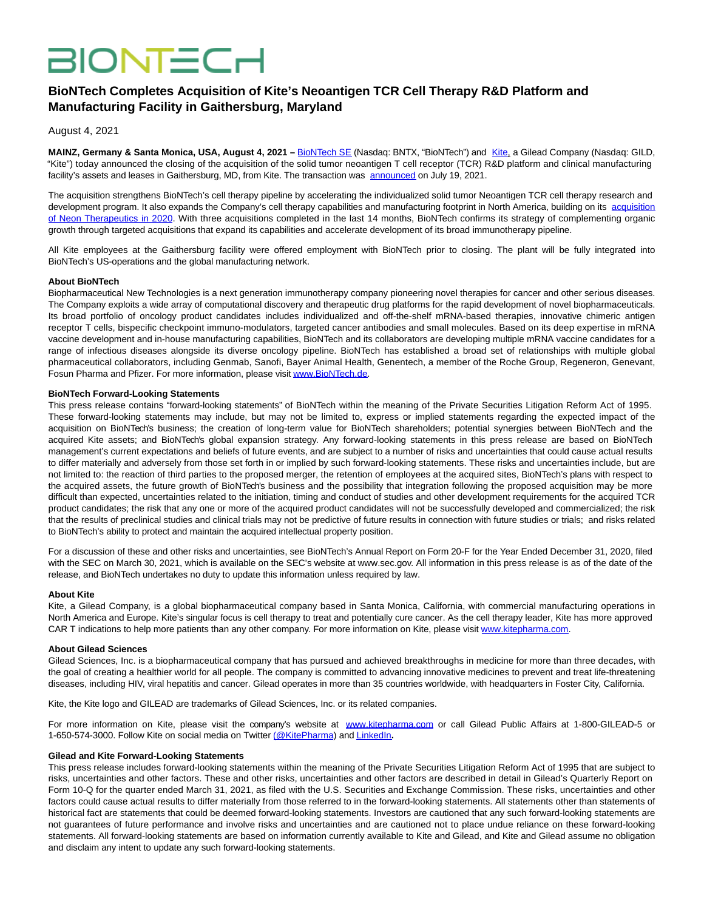# BIONTECH

## BioNTech Completes Acquisition of Kite's Neoantigen TCR Cell Therapy R&D Platform and Manufacturing Facility in Gaithersburg, Maryland

August 4, 2021

**MAINZ, Germany & Santa Monica, USA, August 4, 2021 –** BioNTech SE (Nasdaq: BNTX, "BioNTech") and Kite, a Gilead Company (Nasdaq: GILD, "Kite") today announced the closing of the acquisition of the solid tumor neoantigen T cell receptor (TCR) R&D platform and clinical manufacturing facility's assets and leases in Gaithersburg, MD, from Kite. The transaction was announced on July 19, 2021.

The acquisition strengthens BioNTech's cell therapy pipeline by accelerating the individualized solid tumor Neoantigen TCR cell therapy research and development program. It also expands the Company's cell therapy capabilities and manufacturing footprint in North America, building on its acquisition of Neon Therapeutics in 2020. With three acquisitions completed in the last 14 months, BioNTech confirms its strategy of complementing organic growth through targeted acquisitions that expand its capabilities and accelerate development of its broad immunotherapy pipeline.

All Kite employees at the Gaithersburg facility were offered employment with BioNTech prior to closing. The plant will be fully integrated into BioNTech's US-operations and the global manufacturing network.

**About BioNTech**

Biopharmaceutical New Technologies is a next generation immunotherapy company pioneering novel therapies for cancer and other serious diseases. The Company exploits a wide array of computational discovery and therapeutic drug platforms for the rapid development of novel biopharmaceuticals. Its broad portfolio of oncology product candidates includes individualized and off-the-shelf mRNA-based therapies, innovative chimeric antigen receptor T cells, bispecific checkpoint immuno-modulators, targeted cancer antibodies and small molecules. Based on its deep expertise in mRNA vaccine development and in-house manufacturing capabilities, BioNTech and its collaborators are developing multiple mRNA vaccine candidates for a range of infectious diseases alongside its diverse oncology pipeline. BioNTech has established a broad set of relationships with multiple global pharmaceutical collaborators, including Genmab, Sanofi, Bayer Animal Health, Genentech, a member of the Roche Group, Regeneron, Genevant, Fosun Pharma and Pfizer. For more information, please visit www.BioNTech.de.

**BioNTech Forward-Looking Statements**

This press release contains "forward-looking statements" of BioNTech within the meaning of the Private Securities Litigation Reform Act of 1995. These forward-looking statements may include, but may not be limited to, express or implied statements regarding the expected impact of the acquisition on BioNTech's business; the creation of long-term value for BioNTech shareholders; potential synergies between BioNTech and the acquired Kite assets; and BioNTech's global expansion strategy. Any forward-looking statements in this press release are based on BioNTech management's current expectations and beliefs of future events, and are subject to a number of risks and uncertainties that could cause actual results to differ materially and adversely from those set forth in or implied by such forward-looking statements. These risks and uncertainties include, but are not limited to: the reaction of third parties to the proposed merger, the retention of employees at the acquired sites, BioNTech's plans with respect to the acquired assets, the future growth of BioNTech's business and the possibility that integration following the proposed acquisition may be more difficult than expected, uncertainties related to the initiation, timing and conduct of studies and other development requirements for the acquired TCR product candidates; the risk that any one or more of the acquired product candidates will not be successfully developed and commercialized; the risk that the results of preclinical studies and clinical trials may not be predictive of future results in connection with future studies or trials; and risks related to BioNTech's ability to protect and maintain the acquired intellectual property position.

For a discussion of these and other risks and uncertainties, see BioNTech's Annual Report on Form 20-F for the Year Ended December 31, 2020, filed with the SEC on March 30, 2021, which is available on the SEC's website at www.sec.gov. All information in this press release is as of the date of the release, and BioNTech undertakes no duty to update this information unless required by law.

**About Kite**

Kite, a Gilead Company, is a global biopharmaceutical company based in Santa Monica, California, with commercial manufacturing operations in North America and Europe. Kite's singular focus is cell therapy to treat and potentially cure cancer. As the cell therapy leader, Kite has more approved CAR T indications to help more patients than any other company. For more information on Kite, please visit www.kitepharma.com.

**About Gilead Sciences**

Gilead Sciences, Inc. is a biopharmaceutical company that has pursued and achieved breakthroughs in medicine for more than three decades, with the goal of creating a healthier world for all people. The company is committed to advancing innovative medicines to prevent and treat life-threatening diseases, including HIV, viral hepatitis and cancer. Gilead operates in more than 35 countries worldwide, with headquarters in Foster City, California.

Kite, the Kite logo and GILEAD are trademarks of Gilead Sciences, Inc. or its related companies.

For more information on Kite, please visit the company's website at www.kitepharma.com or call Gilead Public Affairs at 1-800-GILEAD-5 or 1-650-574-3000. Follow Kite on social media on Twitter (@KitePharma) and LinkedIn**.**

**Gilead and Kite Forward-Looking Statements**

This press release includes forward-looking statements within the meaning of the Private Securities Litigation Reform Act of 1995 that are subject to risks, uncertainties and other factors. These and other risks, uncertainties and other factors are described in detail in Gilead's Quarterly Report on Form 10-Q for the quarter ended March 31, 2021, as filed with the U.S. Securities and Exchange Commission. These risks, uncertainties and other factors could cause actual results to differ materially from those referred to in the forward-looking statements. All statements other than statements of historical fact are statements that could be deemed forward-looking statements. Investors are cautioned that any such forward-looking statements are not guarantees of future performance and involve risks and uncertainties and are cautioned not to place undue reliance on these forward-looking statements. All forward-looking statements are based on information currently available to Kite and Gilead, and Kite and Gilead assume no obligation and disclaim any intent to update any such forward-looking statements.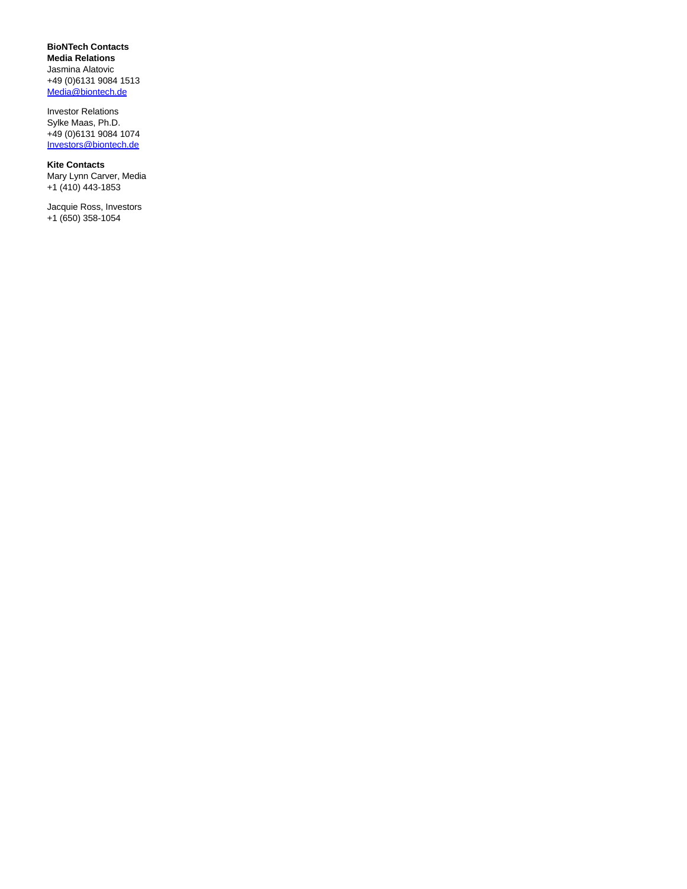**BioNTech Contacts**
**Media Relations**
Jasmina Alatovic
+49 (0)6131 9084 1513
Media@biontech.de

Investor Relations
Sylke Maas, Ph.D.
+49 (0)6131 9084 1074
Investors@biontech.de

**Kite Contacts**
Mary Lynn Carver, Media
+1 (410) 443-1853

Jacquie Ross, Investors
+1 (650) 358-1054